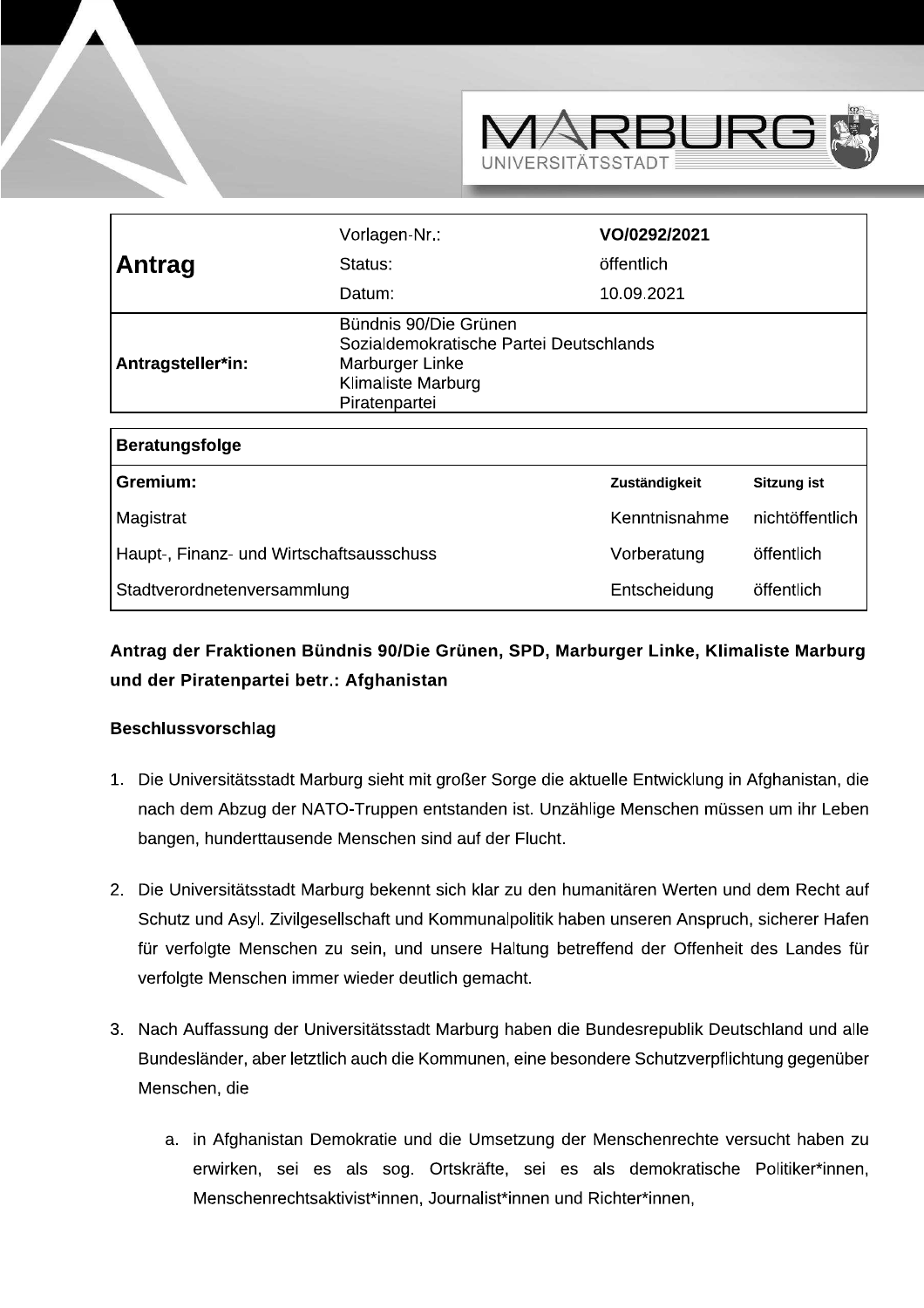| **Antrag** | Vorlagen-Nr.: | **VO/0292/2021** |
|---|---|---|
| | Status: | öffentlich |
| | Datum: | 10.09.2021 |
| **Antragsteller*in:** | Bündnis 90/Die Grünen<br>Sozialdemokratische Partei Deutschlands<br>Marburger Linke<br>Klimaliste Marburg<br>Piratenpartei | |

| **Beratungsfolge** | | |
|---|---|---|
| **Gremium:** | **Zuständigkeit** | **Sitzung ist** |
| Magistrat | Kenntnisnahme | nichtöffentlich |
| Haupt-, Finanz- und Wirtschaftsausschuss | Vorberatung | öffentlich |
| Stadtverordnetenversammlung | Entscheidung | öffentlich |

**Antrag der Fraktionen Bündnis 90/Die Grünen, SPD, Marburger Linke, Klimaliste Marburg und der Piratenpartei betr.: Afghanistan**

**Beschlussvorschlag**

1. Die Universitätsstadt Marburg sieht mit großer Sorge die aktuelle Entwicklung in Afghanistan, die nach dem Abzug der NATO-Truppen entstanden ist. Unzählige Menschen müssen um ihr Leben bangen, hunderttausende Menschen sind auf der Flucht.

2. Die Universitätsstadt Marburg bekennt sich klar zu den humanitären Werten und dem Recht auf Schutz und Asyl. Zivilgesellschaft und Kommunalpolitik haben unseren Anspruch, sicherer Hafen für verfolgte Menschen zu sein, und unsere Haltung betreffend der Offenheit des Landes für verfolgte Menschen immer wieder deutlich gemacht.

3. Nach Auffassung der Universitätsstadt Marburg haben die Bundesrepublik Deutschland und alle Bundesländer, aber letztlich auch die Kommunen, eine besondere Schutzverpflichtung gegenüber Menschen, die

   a. in Afghanistan Demokratie und die Umsetzung der Menschenrechte versucht haben zu erwirken, sei es als sog. Ortskräfte, sei es als demokratische Politiker*innen, Menschenrechtsaktivist*innen, Journalist*innen und Richter*innen,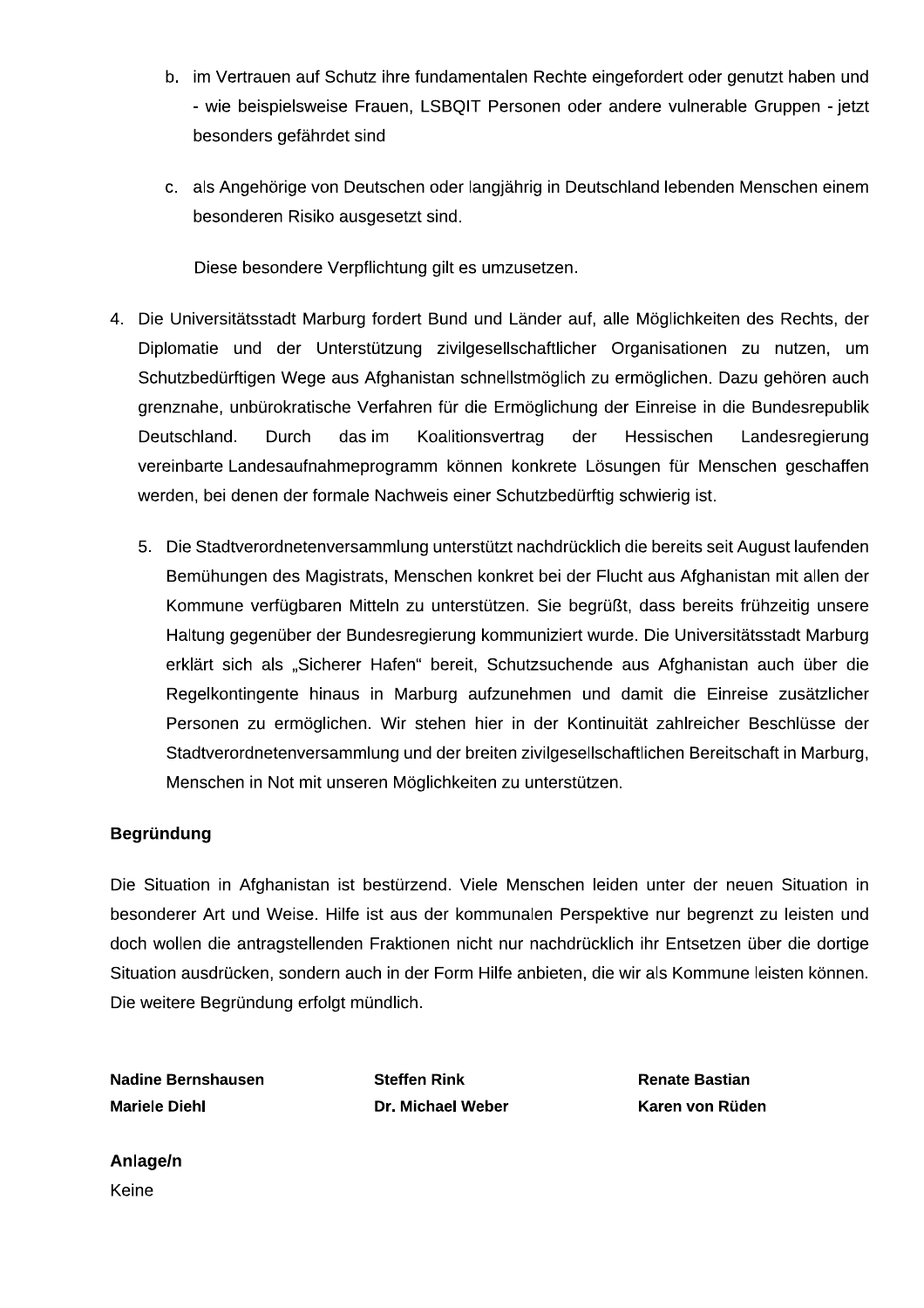b. im Vertrauen auf Schutz ihre fundamentalen Rechte eingefordert oder genutzt haben und - wie beispielsweise Frauen, LSBQIT Personen oder andere vulnerable Gruppen - jetzt besonders gefährdet sind

c. als Angehörige von Deutschen oder langjährig in Deutschland lebenden Menschen einem besonderen Risiko ausgesetzt sind.

Diese besondere Verpflichtung gilt es umzusetzen.

4. Die Universitätsstadt Marburg fordert Bund und Länder auf, alle Möglichkeiten des Rechts, der Diplomatie und der Unterstützung zivilgesellschaftlicher Organisationen zu nutzen, um Schutzbedürftigen Wege aus Afghanistan schnellstmöglich zu ermöglichen. Dazu gehören auch grenznahe, unbürokratische Verfahren für die Ermöglichung der Einreise in die Bundesrepublik Deutschland. Durch das im Koalitionsvertrag der Hessischen Landesregierung vereinbarte Landesaufnahmeprogramm können konkrete Lösungen für Menschen geschaffen werden, bei denen der formale Nachweis einer Schutzbedürftig schwierig ist.

5. Die Stadtverordnetenversammlung unterstützt nachdrücklich die bereits seit August laufenden Bemühungen des Magistrats, Menschen konkret bei der Flucht aus Afghanistan mit allen der Kommune verfügbaren Mitteln zu unterstützen. Sie begrüßt, dass bereits frühzeitig unsere Haltung gegenüber der Bundesregierung kommuniziert wurde. Die Universitätsstadt Marburg erklärt sich als „Sicherer Hafen" bereit, Schutzsuchende aus Afghanistan auch über die Regelkontingente hinaus in Marburg aufzunehmen und damit die Einreise zusätzlicher Personen zu ermöglichen. Wir stehen hier in der Kontinuität zahlreicher Beschlüsse der Stadtverordnetenversammlung und der breiten zivilgesellschaftlichen Bereitschaft in Marburg, Menschen in Not mit unseren Möglichkeiten zu unterstützen.

**Begründung**

Die Situation in Afghanistan ist bestürzend. Viele Menschen leiden unter der neuen Situation in besonderer Art und Weise. Hilfe ist aus der kommunalen Perspektive nur begrenzt zu leisten und doch wollen die antragstellenden Fraktionen nicht nur nachdrücklich ihr Entsetzen über die dortige Situation ausdrücken, sondern auch in der Form Hilfe anbieten, die wir als Kommune leisten können. Die weitere Begründung erfolgt mündlich.

| | | |
|---|---|---|
| **Nadine Bernshausen** | **Steffen Rink** | **Renate Bastian** |
| **Mariele Diehl** | **Dr. Michael Weber** | **Karen von Rüden** |

**Anlage/n**

Keine